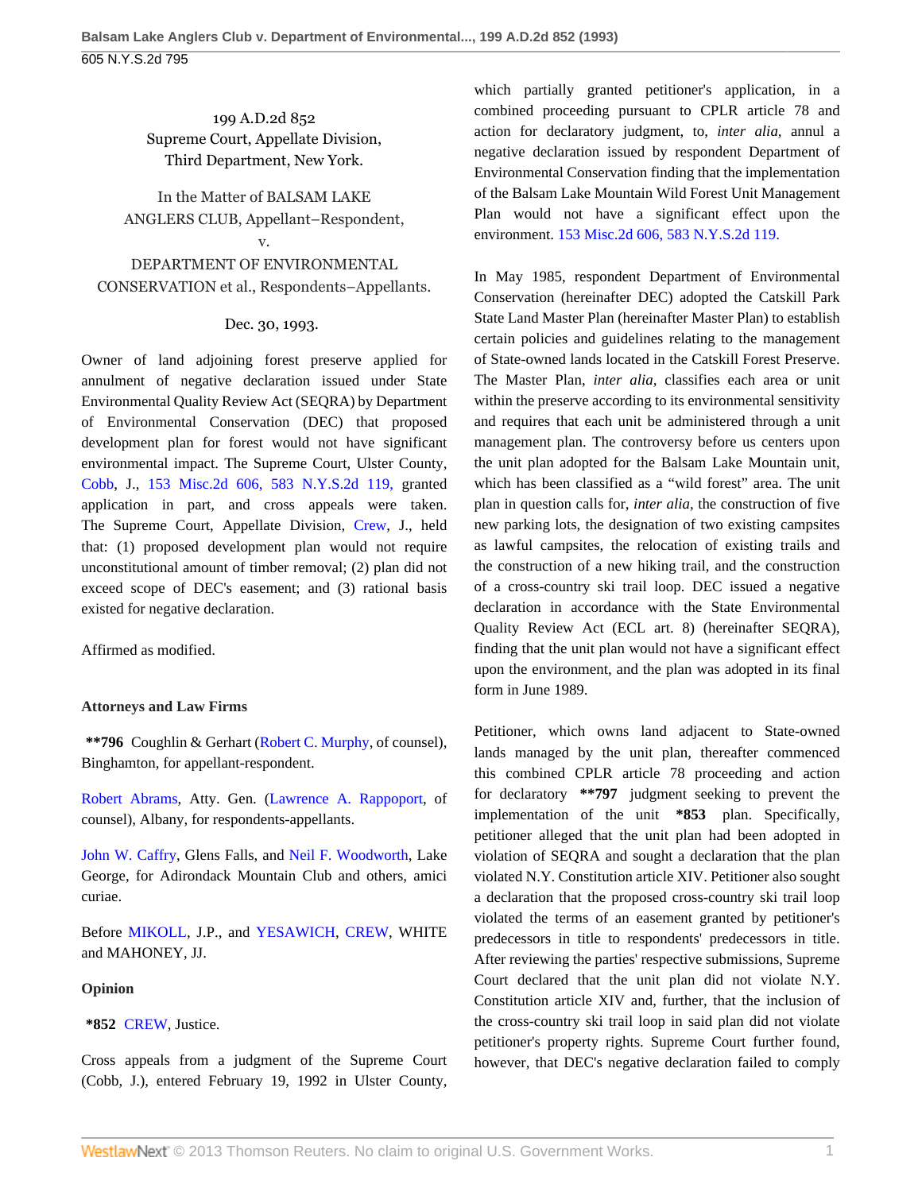199 A.D.2d 852
Supreme Court, Appellate Division,
Third Department, New York.

In the Matter of BALSAM LAKE ANGLERS CLUB, Appellant–Respondent,
v.
DEPARTMENT OF ENVIRONMENTAL CONSERVATION et al., Respondents–Appellants.

Dec. 30, 1993.

Owner of land adjoining forest preserve applied for annulment of negative declaration issued under State Environmental Quality Review Act (SEQRA) by Department of Environmental Conservation (DEC) that proposed development plan for forest would not have significant environmental impact. The Supreme Court, Ulster County, Cobb, J., 153 Misc.2d 606, 583 N.Y.S.2d 119, granted application in part, and cross appeals were taken. The Supreme Court, Appellate Division, Crew, J., held that: (1) proposed development plan would not require unconstitutional amount of timber removal; (2) plan did not exceed scope of DEC's easement; and (3) rational basis existed for negative declaration.

Affirmed as modified.

**Attorneys and Law Firms**

**\*\*796** Coughlin & Gerhart (Robert C. Murphy, of counsel), Binghamton, for appellant-respondent.

Robert Abrams, Atty. Gen. (Lawrence A. Rappoport, of counsel), Albany, for respondents-appellants.

John W. Caffry, Glens Falls, and Neil F. Woodworth, Lake George, for Adirondack Mountain Club and others, amici curiae.

Before MIKOLL, J.P., and YESAWICH, CREW, WHITE and MAHONEY, JJ.

**Opinion**

**\*852** CREW, Justice.

Cross appeals from a judgment of the Supreme Court (Cobb, J.), entered February 19, 1992 in Ulster County, which partially granted petitioner's application, in a combined proceeding pursuant to CPLR article 78 and action for declaratory judgment, to, *inter alia*, annul a negative declaration issued by respondent Department of Environmental Conservation finding that the implementation of the Balsam Lake Mountain Wild Forest Unit Management Plan would not have a significant effect upon the environment. 153 Misc.2d 606, 583 N.Y.S.2d 119.

In May 1985, respondent Department of Environmental Conservation (hereinafter DEC) adopted the Catskill Park State Land Master Plan (hereinafter Master Plan) to establish certain policies and guidelines relating to the management of State-owned lands located in the Catskill Forest Preserve. The Master Plan, *inter alia*, classifies each area or unit within the preserve according to its environmental sensitivity and requires that each unit be administered through a unit management plan. The controversy before us centers upon the unit plan adopted for the Balsam Lake Mountain unit, which has been classified as a "wild forest" area. The unit plan in question calls for, *inter alia*, the construction of five new parking lots, the designation of two existing campsites as lawful campsites, the relocation of existing trails and the construction of a new hiking trail, and the construction of a cross-country ski trail loop. DEC issued a negative declaration in accordance with the State Environmental Quality Review Act (ECL art. 8) (hereinafter SEQRA), finding that the unit plan would not have a significant effect upon the environment, and the plan was adopted in its final form in June 1989.

Petitioner, which owns land adjacent to State-owned lands managed by the unit plan, thereafter commenced this combined CPLR article 78 proceeding and action for declaratory **\*\*797** judgment seeking to prevent the implementation of the unit **\*853** plan. Specifically, petitioner alleged that the unit plan had been adopted in violation of SEQRA and sought a declaration that the plan violated N.Y. Constitution article XIV. Petitioner also sought a declaration that the proposed cross-country ski trail loop violated the terms of an easement granted by petitioner's predecessors in title to respondents' predecessors in title. After reviewing the parties' respective submissions, Supreme Court declared that the unit plan did not violate N.Y. Constitution article XIV and, further, that the inclusion of the cross-country ski trail loop in said plan did not violate petitioner's property rights. Supreme Court further found, however, that DEC's negative declaration failed to comply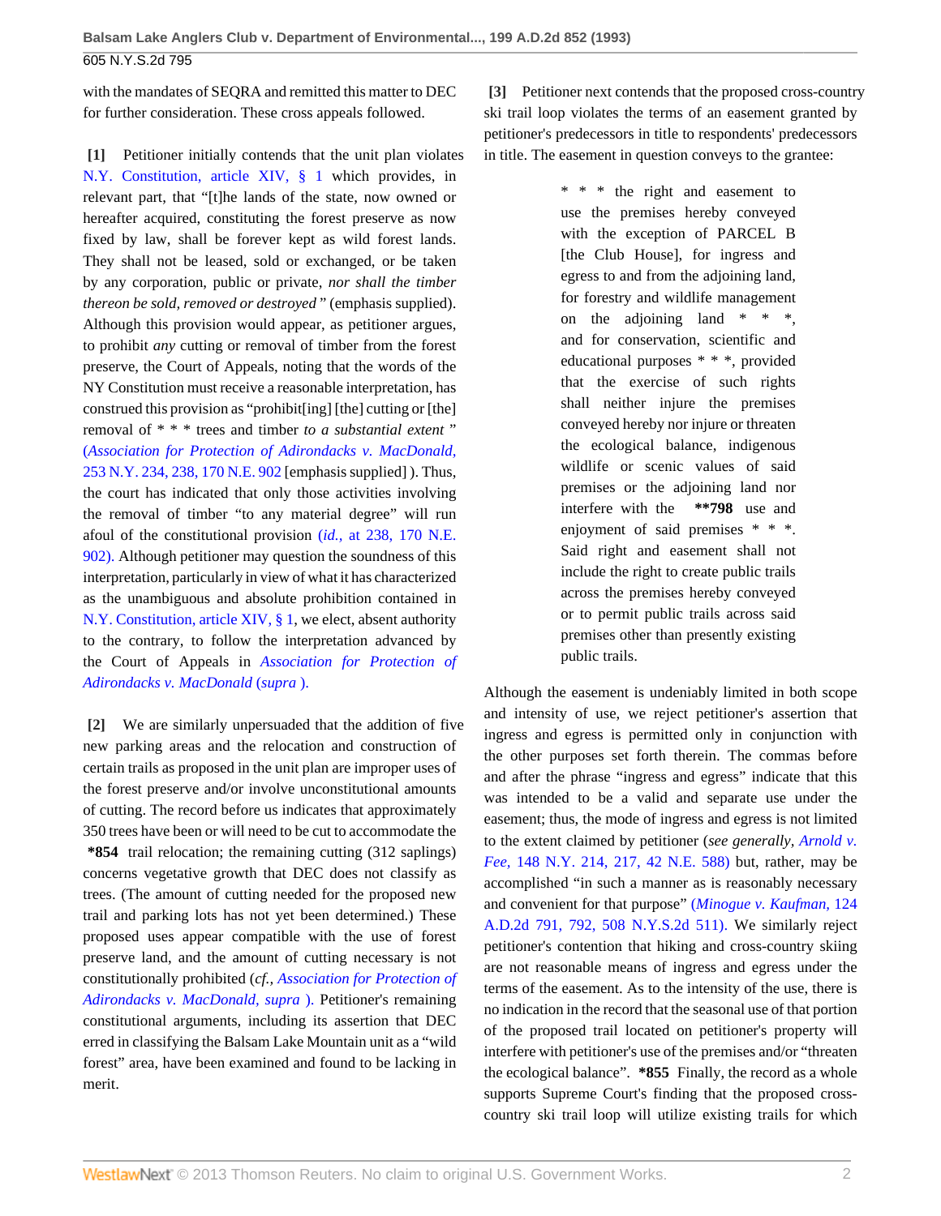with the mandates of SEQRA and remitted this matter to DEC for further consideration. These cross appeals followed.

**[1]** Petitioner initially contends that the unit plan violates N.Y. Constitution, article XIV, § 1 which provides, in relevant part, that "[t]he lands of the state, now owned or hereafter acquired, constituting the forest preserve as now fixed by law, shall be forever kept as wild forest lands. They shall not be leased, sold or exchanged, or be taken by any corporation, public or private, *nor shall the timber thereon be sold, removed or destroyed* " (emphasis supplied). Although this provision would appear, as petitioner argues, to prohibit *any* cutting or removal of timber from the forest preserve, the Court of Appeals, noting that the words of the NY Constitution must receive a reasonable interpretation, has construed this provision as "prohibit[ing] [the] cutting or [the] removal of * * * trees and timber *to a substantial extent* " (*Association for Protection of Adirondacks v. MacDonald,* 253 N.Y. 234, 238, 170 N.E. 902 [emphasis supplied] ). Thus, the court has indicated that only those activities involving the removal of timber "to any material degree" will run afoul of the constitutional provision (*id.,* at 238, 170 N.E. 902). Although petitioner may question the soundness of this interpretation, particularly in view of what it has characterized as the unambiguous and absolute prohibition contained in N.Y. Constitution, article XIV, § 1, we elect, absent authority to the contrary, to follow the interpretation advanced by the Court of Appeals in *Association for Protection of Adirondacks v. MacDonald* (*supra* ).

**[2]** We are similarly unpersuaded that the addition of five new parking areas and the relocation and construction of certain trails as proposed in the unit plan are improper uses of the forest preserve and/or involve unconstitutional amounts of cutting. The record before us indicates that approximately 350 trees have been or will need to be cut to accommodate the **\*854** trail relocation; the remaining cutting (312 saplings) concerns vegetative growth that DEC does not classify as trees. (The amount of cutting needed for the proposed new trail and parking lots has not yet been determined.) These proposed uses appear compatible with the use of forest preserve land, and the amount of cutting necessary is not constitutionally prohibited (*cf., Association for Protection of Adirondacks v. MacDonald, supra* ). Petitioner's remaining constitutional arguments, including its assertion that DEC erred in classifying the Balsam Lake Mountain unit as a "wild forest" area, have been examined and found to be lacking in merit.

**[3]** Petitioner next contends that the proposed cross-country ski trail loop violates the terms of an easement granted by petitioner's predecessors in title to respondents' predecessors in title. The easement in question conveys to the grantee:

> * * * the right and easement to use the premises hereby conveyed with the exception of PARCEL B [the Club House], for ingress and egress to and from the adjoining land, for forestry and wildlife management on the adjoining land * * *, and for conservation, scientific and educational purposes * * *, provided that the exercise of such rights shall neither injure the premises conveyed hereby nor injure or threaten the ecological balance, indigenous wildlife or scenic values of said premises or the adjoining land nor interfere with the **\*\*798** use and enjoyment of said premises * * *. Said right and easement shall not include the right to create public trails across the premises hereby conveyed or to permit public trails across said premises other than presently existing public trails.

Although the easement is undeniably limited in both scope and intensity of use, we reject petitioner's assertion that ingress and egress is permitted only in conjunction with the other purposes set forth therein. The commas before and after the phrase "ingress and egress" indicate that this was intended to be a valid and separate use under the easement; thus, the mode of ingress and egress is not limited to the extent claimed by petitioner (*see generally, Arnold v. Fee,* 148 N.Y. 214, 217, 42 N.E. 588) but, rather, may be accomplished "in such a manner as is reasonably necessary and convenient for that purpose" (*Minogue v. Kaufman,* 124 A.D.2d 791, 792, 508 N.Y.S.2d 511). We similarly reject petitioner's contention that hiking and cross-country skiing are not reasonable means of ingress and egress under the terms of the easement. As to the intensity of the use, there is no indication in the record that the seasonal use of that portion of the proposed trail located on petitioner's property will interfere with petitioner's use of the premises and/or "threaten the ecological balance". **\*855** Finally, the record as a whole supports Supreme Court's finding that the proposed cross-country ski trail loop will utilize existing trails for which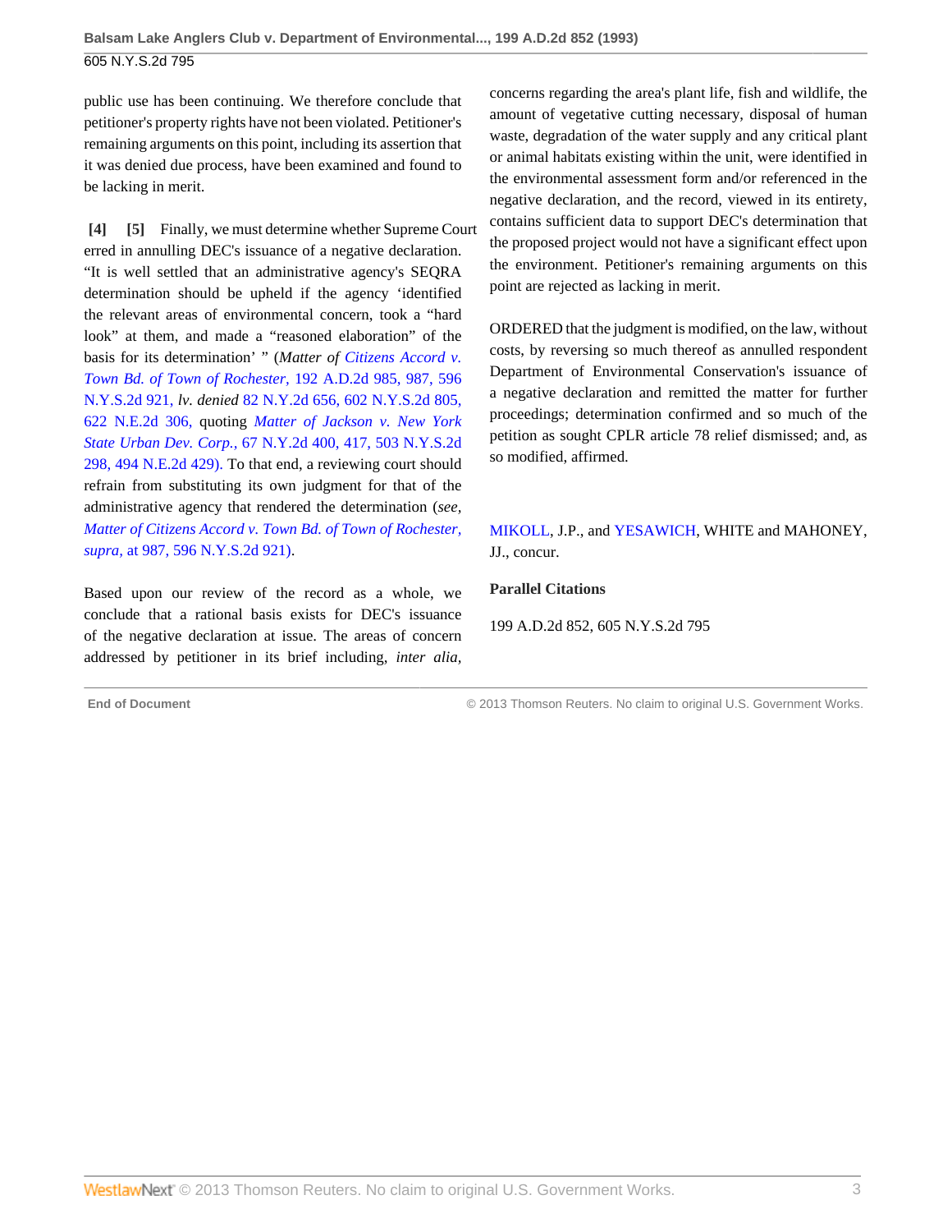public use has been continuing. We therefore conclude that petitioner's property rights have not been violated. Petitioner's remaining arguments on this point, including its assertion that it was denied due process, have been examined and found to be lacking in merit.

**[4]** **[5]** Finally, we must determine whether Supreme Court erred in annulling DEC's issuance of a negative declaration. "It is well settled that an administrative agency's SEQRA determination should be upheld if the agency 'identified the relevant areas of environmental concern, took a "hard look" at them, and made a "reasoned elaboration" of the basis for its determination' " (*Matter of Citizens Accord v. Town Bd. of Town of Rochester,* 192 A.D.2d 985, 987, 596 N.Y.S.2d 921, *lv. denied* 82 N.Y.2d 656, 602 N.Y.S.2d 805, 622 N.E.2d 306, quoting *Matter of Jackson v. New York State Urban Dev. Corp.,* 67 N.Y.2d 400, 417, 503 N.Y.S.2d 298, 494 N.E.2d 429). To that end, a reviewing court should refrain from substituting its own judgment for that of the administrative agency that rendered the determination (*see, Matter of Citizens Accord v. Town Bd. of Town of Rochester, supra,* at 987, 596 N.Y.S.2d 921).

Based upon our review of the record as a whole, we conclude that a rational basis exists for DEC's issuance of the negative declaration at issue. The areas of concern addressed by petitioner in its brief including, *inter alia,* concerns regarding the area's plant life, fish and wildlife, the amount of vegetative cutting necessary, disposal of human waste, degradation of the water supply and any critical plant or animal habitats existing within the unit, were identified in the environmental assessment form and/or referenced in the negative declaration, and the record, viewed in its entirety, contains sufficient data to support DEC's determination that the proposed project would not have a significant effect upon the environment. Petitioner's remaining arguments on this point are rejected as lacking in merit.

ORDERED that the judgment is modified, on the law, without costs, by reversing so much thereof as annulled respondent Department of Environmental Conservation's issuance of a negative declaration and remitted the matter for further proceedings; determination confirmed and so much of the petition as sought CPLR article 78 relief dismissed; and, as so modified, affirmed.

MIKOLL, J.P., and YESAWICH, WHITE and MAHONEY, JJ., concur.

**Parallel Citations**

199 A.D.2d 852, 605 N.Y.S.2d 795

**End of Document**